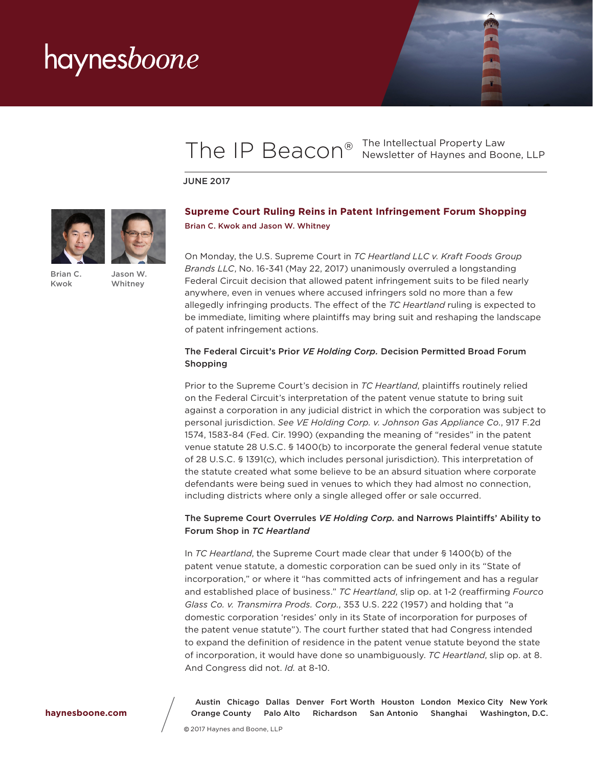# The IP Beacon®

The Intellectual Property Law Newsletter of Haynes and Boone, LLP

JUNE 2017

## Supreme Court Ruling Reins in Patent Infringement Forum Shopping

Brian C. Kwok and Jason W. Whitney

Brian C. Kwok    Jason W. Whitney

On Monday, the U.S. Supreme Court in *TC Heartland LLC v. Kraft Foods Group Brands LLC*, No. 16-341 (May 22, 2017) unanimously overruled a longstanding Federal Circuit decision that allowed patent infringement suits to be filed nearly anywhere, even in venues where accused infringers sold no more than a few allegedly infringing products. The effect of the *TC Heartland* ruling is expected to be immediate, limiting where plaintiffs may bring suit and reshaping the landscape of patent infringement actions.

### The Federal Circuit's Prior *VE Holding Corp.* Decision Permitted Broad Forum Shopping

Prior to the Supreme Court's decision in *TC Heartland*, plaintiffs routinely relied on the Federal Circuit's interpretation of the patent venue statute to bring suit against a corporation in any judicial district in which the corporation was subject to personal jurisdiction. *See VE Holding Corp. v. Johnson Gas Appliance Co.*, 917 F.2d 1574, 1583-84 (Fed. Cir. 1990) (expanding the meaning of "resides" in the patent venue statute 28 U.S.C. § 1400(b) to incorporate the general federal venue statute of 28 U.S.C. § 1391(c), which includes personal jurisdiction). This interpretation of the statute created what some believe to be an absurd situation where corporate defendants were being sued in venues to which they had almost no connection, including districts where only a single alleged offer or sale occurred.

### The Supreme Court Overrules *VE Holding Corp.* and Narrows Plaintiffs' Ability to Forum Shop in *TC Heartland*

In *TC Heartland*, the Supreme Court made clear that under § 1400(b) of the patent venue statute, a domestic corporation can be sued only in its "State of incorporation," or where it "has committed acts of infringement and has a regular and established place of business." *TC Heartland*, slip op. at 1-2 (reaffirming *Fourco Glass Co. v. Transmirra Prods. Corp.*, 353 U.S. 222 (1957) and holding that "a domestic corporation 'resides' only in its State of incorporation for purposes of the patent venue statute"). The court further stated that had Congress intended to expand the definition of residence in the patent venue statute beyond the state of incorporation, it would have done so unambiguously. *TC Heartland*, slip op. at 8. And Congress did not. *Id.* at 8-10.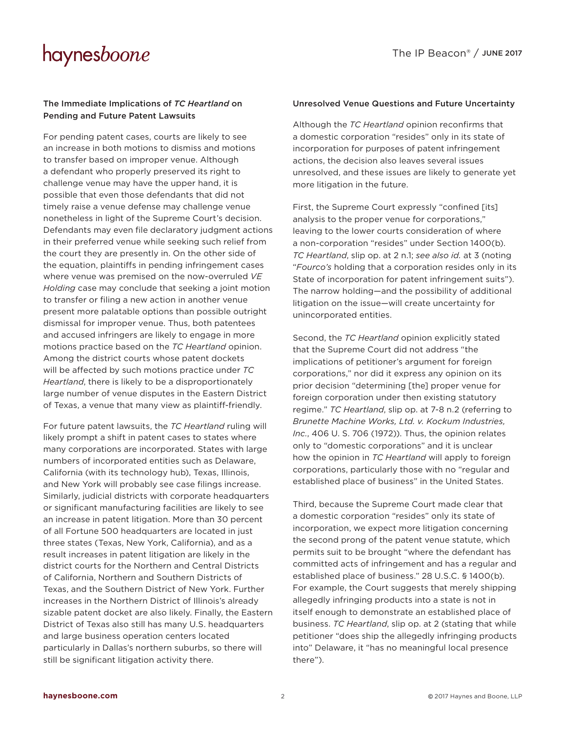### The Immediate Implications of *TC Heartland* on Pending and Future Patent Lawsuits

For pending patent cases, courts are likely to see an increase in both motions to dismiss and motions to transfer based on improper venue. Although a defendant who properly preserved its right to challenge venue may have the upper hand, it is possible that even those defendants that did not timely raise a venue defense may challenge venue nonetheless in light of the Supreme Court's decision. Defendants may even file declaratory judgment actions in their preferred venue while seeking such relief from the court they are presently in. On the other side of the equation, plaintiffs in pending infringement cases where venue was premised on the now-overruled *VE Holding* case may conclude that seeking a joint motion to transfer or filing a new action in another venue present more palatable options than possible outright dismissal for improper venue. Thus, both patentees and accused infringers are likely to engage in more motions practice based on the *TC Heartland* opinion. Among the district courts whose patent dockets will be affected by such motions practice under *TC Heartland*, there is likely to be a disproportionately large number of venue disputes in the Eastern District of Texas, a venue that many view as plaintiff-friendly.

For future patent lawsuits, the *TC Heartland* ruling will likely prompt a shift in patent cases to states where many corporations are incorporated. States with large numbers of incorporated entities such as Delaware, California (with its technology hub), Texas, Illinois, and New York will probably see case filings increase. Similarly, judicial districts with corporate headquarters or significant manufacturing facilities are likely to see an increase in patent litigation. More than 30 percent of all Fortune 500 headquarters are located in just three states (Texas, New York, California), and as a result increases in patent litigation are likely in the district courts for the Northern and Central Districts of California, Northern and Southern Districts of Texas, and the Southern District of New York. Further increases in the Northern District of Illinois's already sizable patent docket are also likely. Finally, the Eastern District of Texas also still has many U.S. headquarters and large business operation centers located particularly in Dallas's northern suburbs, so there will still be significant litigation activity there.

### Unresolved Venue Questions and Future Uncertainty

Although the *TC Heartland* opinion reconfirms that a domestic corporation "resides" only in its state of incorporation for purposes of patent infringement actions, the decision also leaves several issues unresolved, and these issues are likely to generate yet more litigation in the future.

First, the Supreme Court expressly "confined [its] analysis to the proper venue for corporations," leaving to the lower courts consideration of where a non-corporation "resides" under Section 1400(b). *TC Heartland*, slip op. at 2 n.1; *see also id.* at 3 (noting "*Fourco's* holding that a corporation resides only in its State of incorporation for patent infringement suits"). The narrow holding—and the possibility of additional litigation on the issue—will create uncertainty for unincorporated entities.

Second, the *TC Heartland* opinion explicitly stated that the Supreme Court did not address "the implications of petitioner's argument for foreign corporations," nor did it express any opinion on its prior decision "determining [the] proper venue for foreign corporation under then existing statutory regime." *TC Heartland*, slip op. at 7-8 n.2 (referring to *Brunette Machine Works, Ltd. v. Kockum Industries, Inc.*, 406 U. S. 706 (1972)). Thus, the opinion relates only to "domestic corporations" and it is unclear how the opinion in *TC Heartland* will apply to foreign corporations, particularly those with no "regular and established place of business" in the United States.

Third, because the Supreme Court made clear that a domestic corporation "resides" only its state of incorporation, we expect more litigation concerning the second prong of the patent venue statute, which permits suit to be brought "where the defendant has committed acts of infringement and has a regular and established place of business." 28 U.S.C. § 1400(b). For example, the Court suggests that merely shipping allegedly infringing products into a state is not in itself enough to demonstrate an established place of business. *TC Heartland*, slip op. at 2 (stating that while petitioner "does ship the allegedly infringing products into" Delaware, it "has no meaningful local presence there").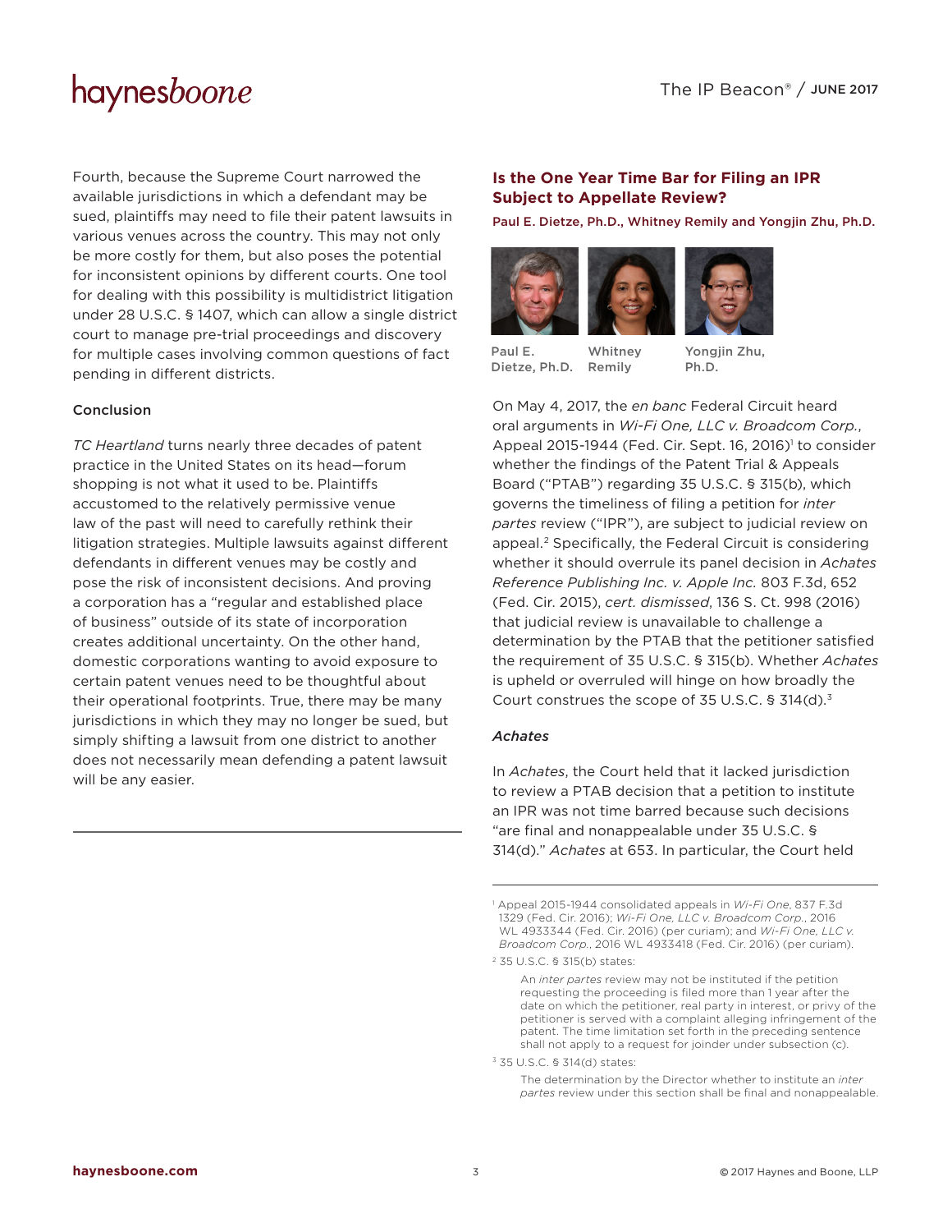Fourth, because the Supreme Court narrowed the available jurisdictions in which a defendant may be sued, plaintiffs may need to file their patent lawsuits in various venues across the country. This may not only be more costly for them, but also poses the potential for inconsistent opinions by different courts. One tool for dealing with this possibility is multidistrict litigation under 28 U.S.C. § 1407, which can allow a single district court to manage pre-trial proceedings and discovery for multiple cases involving common questions of fact pending in different districts.

### Conclusion

*TC Heartland* turns nearly three decades of patent practice in the United States on its head—forum shopping is not what it used to be. Plaintiffs accustomed to the relatively permissive venue law of the past will need to carefully rethink their litigation strategies. Multiple lawsuits against different defendants in different venues may be costly and pose the risk of inconsistent decisions. And proving a corporation has a "regular and established place of business" outside of its state of incorporation creates additional uncertainty. On the other hand, domestic corporations wanting to avoid exposure to certain patent venues need to be thoughtful about their operational footprints. True, there may be many jurisdictions in which they may no longer be sued, but simply shifting a lawsuit from one district to another does not necessarily mean defending a patent lawsuit will be any easier.

---

## Is the One Year Time Bar for Filing an IPR Subject to Appellate Review?

**Paul E. Dietze, Ph.D., Whitney Remily and Yongjin Zhu, Ph.D.**

Paul E. Dietze, Ph.D. | Whitney Remily | Yongjin Zhu, Ph.D.

On May 4, 2017, the *en banc* Federal Circuit heard oral arguments in *Wi-Fi One, LLC v. Broadcom Corp.*, Appeal 2015-1944 (Fed. Cir. Sept. 16, 2016)[1] to consider whether the findings of the Patent Trial & Appeals Board ("PTAB") regarding 35 U.S.C. § 315(b), which governs the timeliness of filing a petition for *inter partes* review ("IPR"), are subject to judicial review on appeal.[2] Specifically, the Federal Circuit is considering whether it should overrule its panel decision in *Achates Reference Publishing Inc. v. Apple Inc.* 803 F.3d, 652 (Fed. Cir. 2015), *cert. dismissed*, 136 S. Ct. 998 (2016) that judicial review is unavailable to challenge a determination by the PTAB that the petitioner satisfied the requirement of 35 U.S.C. § 315(b). Whether *Achates* is upheld or overruled will hinge on how broadly the Court construes the scope of 35 U.S.C. § 314(d).[3]

### *Achates*

In *Achates*, the Court held that it lacked jurisdiction to review a PTAB decision that a petition to institute an IPR was not time barred because such decisions "are final and nonappealable under 35 U.S.C. § 314(d)." *Achates* at 653. In particular, the Court held

---

[1] Appeal 2015-1944 consolidated appeals in *Wi-Fi One*, 837 F.3d 1329 (Fed. Cir. 2016); *Wi-Fi One, LLC v. Broadcom Corp.*, 2016 WL 4933344 (Fed. Cir. 2016) (per curiam); and *Wi-Fi One, LLC v. Broadcom Corp.*, 2016 WL 4933418 (Fed. Cir. 2016) (per curiam).

[2] 35 U.S.C. § 315(b) states:

> An *inter partes* review may not be instituted if the petition requesting the proceeding is filed more than 1 year after the date on which the petitioner, real party in interest, or privy of the petitioner is served with a complaint alleging infringement of the patent. The time limitation set forth in the preceding sentence shall not apply to a request for joinder under subsection (c).

[3] 35 U.S.C. § 314(d) states:

> The determination by the Director whether to institute an *inter partes* review under this section shall be final and nonappealable.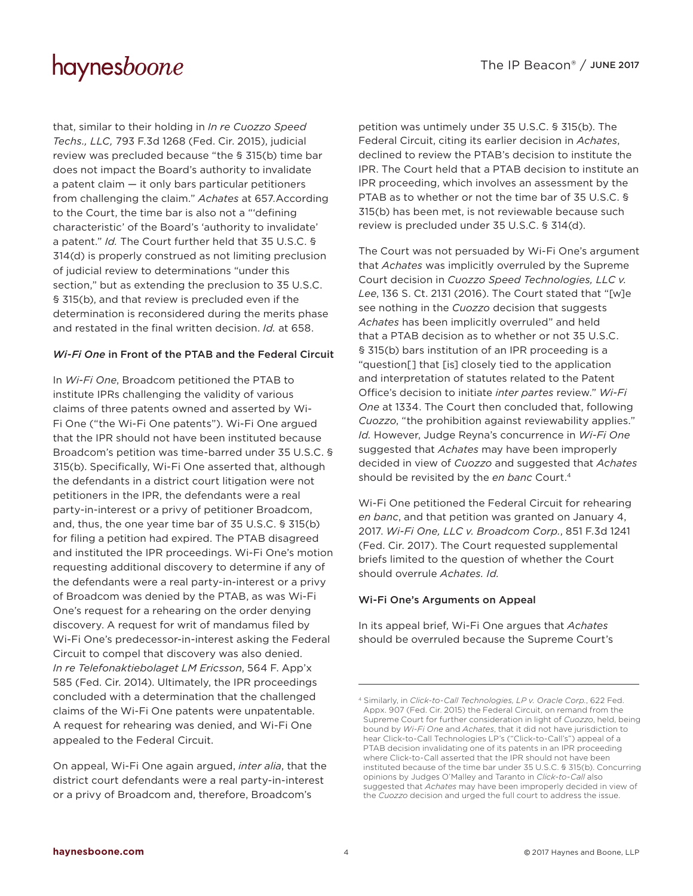that, similar to their holding in *In re Cuozzo Speed Techs., LLC,* 793 F.3d 1268 (Fed. Cir. 2015), judicial review was precluded because "the § 315(b) time bar does not impact the Board's authority to invalidate a patent claim — it only bars particular petitioners from challenging the claim." *Achates* at 657.According to the Court, the time bar is also not a "'defining characteristic' of the Board's 'authority to invalidate' a patent." *Id.* The Court further held that 35 U.S.C. § 314(d) is properly construed as not limiting preclusion of judicial review to determinations "under this section," but as extending the preclusion to 35 U.S.C. § 315(b), and that review is precluded even if the determination is reconsidered during the merits phase and restated in the final written decision. *Id.* at 658.

### *Wi-Fi One* in Front of the PTAB and the Federal Circuit

In *Wi-Fi One*, Broadcom petitioned the PTAB to institute IPRs challenging the validity of various claims of three patents owned and asserted by Wi-Fi One ("the Wi-Fi One patents"). Wi-Fi One argued that the IPR should not have been instituted because Broadcom's petition was time-barred under 35 U.S.C. § 315(b). Specifically, Wi-Fi One asserted that, although the defendants in a district court litigation were not petitioners in the IPR, the defendants were a real party-in-interest or a privy of petitioner Broadcom, and, thus, the one year time bar of 35 U.S.C. § 315(b) for filing a petition had expired. The PTAB disagreed and instituted the IPR proceedings. Wi-Fi One's motion requesting additional discovery to determine if any of the defendants were a real party-in-interest or a privy of Broadcom was denied by the PTAB, as was Wi-Fi One's request for a rehearing on the order denying discovery. A request for writ of mandamus filed by Wi-Fi One's predecessor-in-interest asking the Federal Circuit to compel that discovery was also denied. *In re Telefonaktiebolaget LM Ericsson*, 564 F. App'x 585 (Fed. Cir. 2014). Ultimately, the IPR proceedings concluded with a determination that the challenged claims of the Wi-Fi One patents were unpatentable. A request for rehearing was denied, and Wi-Fi One appealed to the Federal Circuit.

On appeal, Wi-Fi One again argued, *inter alia*, that the district court defendants were a real party-in-interest or a privy of Broadcom and, therefore, Broadcom's petition was untimely under 35 U.S.C. § 315(b). The Federal Circuit, citing its earlier decision in *Achates*, declined to review the PTAB's decision to institute the IPR. The Court held that a PTAB decision to institute an IPR proceeding, which involves an assessment by the PTAB as to whether or not the time bar of 35 U.S.C. § 315(b) has been met, is not reviewable because such review is precluded under 35 U.S.C. § 314(d).

The Court was not persuaded by Wi-Fi One's argument that *Achates* was implicitly overruled by the Supreme Court decision in *Cuozzo Speed Technologies, LLC v. Lee*, 136 S. Ct. 2131 (2016). The Court stated that "[w]e see nothing in the *Cuozzo* decision that suggests *Achates* has been implicitly overruled" and held that a PTAB decision as to whether or not 35 U.S.C. § 315(b) bars institution of an IPR proceeding is a "question[] that [is] closely tied to the application and interpretation of statutes related to the Patent Office's decision to initiate *inter partes* review." *Wi-Fi One* at 1334. The Court then concluded that, following *Cuozzo*, "the prohibition against reviewability applies." *Id.* However, Judge Reyna's concurrence in *Wi-Fi One* suggested that *Achates* may have been improperly decided in view of *Cuozzo* and suggested that *Achates* should be revisited by the *en banc* Court.[4]

Wi-Fi One petitioned the Federal Circuit for rehearing *en banc*, and that petition was granted on January 4, 2017. *Wi-Fi One, LLC v. Broadcom Corp.*, 851 F.3d 1241 (Fed. Cir. 2017). The Court requested supplemental briefs limited to the question of whether the Court should overrule *Achates. Id.*

### Wi-Fi One's Arguments on Appeal

In its appeal brief, Wi-Fi One argues that *Achates* should be overruled because the Supreme Court's

---

[4] Similarly, in *Click-to-Call Technologies, LP v. Oracle Corp.*, 622 Fed. Appx. 907 (Fed. Cir. 2015) the Federal Circuit, on remand from the Supreme Court for further consideration in light of *Cuozzo*, held, being bound by *Wi-Fi One* and *Achates*, that it did not have jurisdiction to hear Click-to-Call Technologies LP's ("Click-to-Call's") appeal of a PTAB decision invalidating one of its patents in an IPR proceeding where Click-to-Call asserted that the IPR should not have been instituted because of the time bar under 35 U.S.C. § 315(b). Concurring opinions by Judges O'Malley and Taranto in *Click-to-Call* also suggested that *Achates* may have been improperly decided in view of the *Cuozzo* decision and urged the full court to address the issue.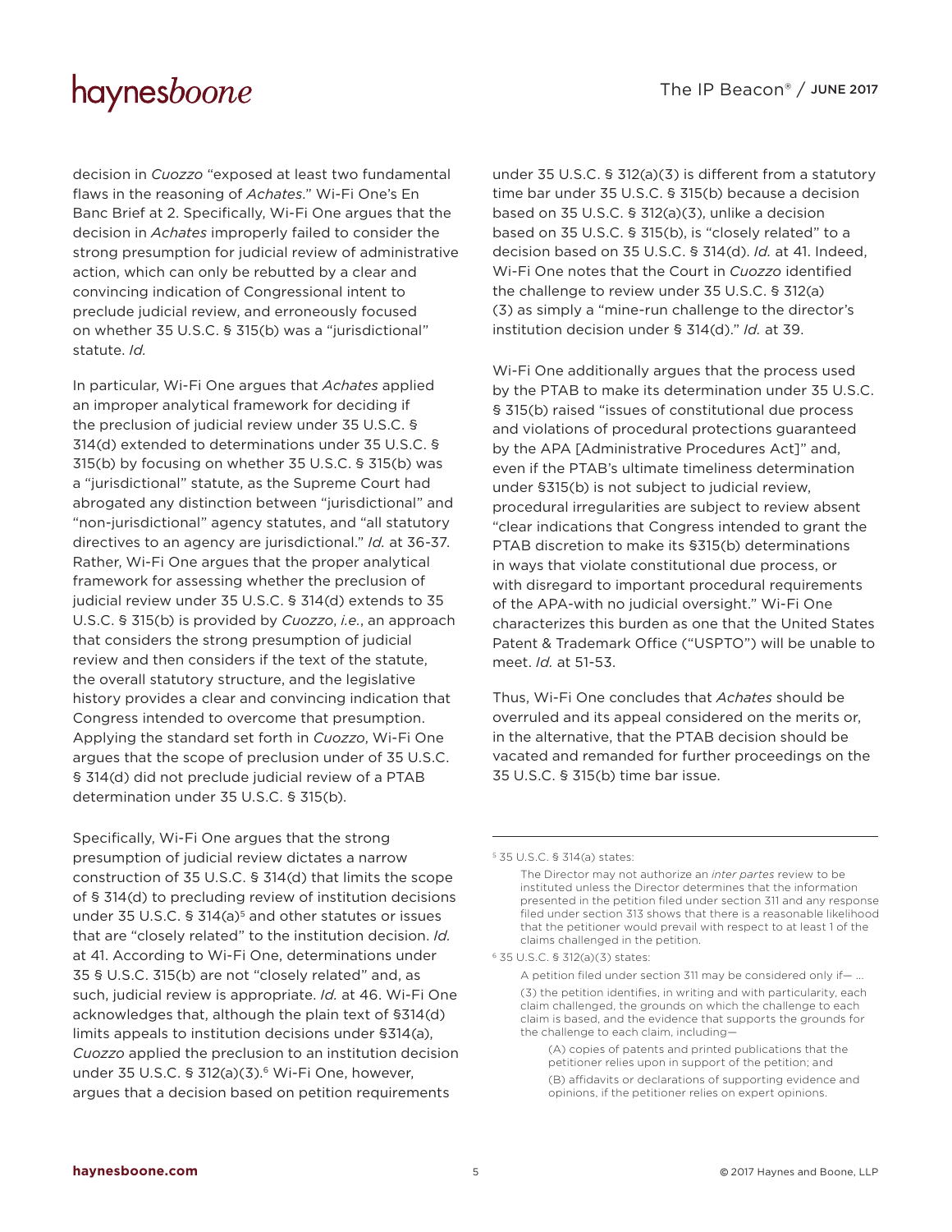decision in *Cuozzo* "exposed at least two fundamental flaws in the reasoning of *Achates*." Wi-Fi One's En Banc Brief at 2. Specifically, Wi-Fi One argues that the decision in *Achates* improperly failed to consider the strong presumption for judicial review of administrative action, which can only be rebutted by a clear and convincing indication of Congressional intent to preclude judicial review, and erroneously focused on whether 35 U.S.C. § 315(b) was a "jurisdictional" statute. *Id.*

In particular, Wi-Fi One argues that *Achates* applied an improper analytical framework for deciding if the preclusion of judicial review under 35 U.S.C. § 314(d) extended to determinations under 35 U.S.C. § 315(b) by focusing on whether 35 U.S.C. § 315(b) was a "jurisdictional" statute, as the Supreme Court had abrogated any distinction between "jurisdictional" and "non-jurisdictional" agency statutes, and "all statutory directives to an agency are jurisdictional." *Id.* at 36-37. Rather, Wi-Fi One argues that the proper analytical framework for assessing whether the preclusion of judicial review under 35 U.S.C. § 314(d) extends to 35 U.S.C. § 315(b) is provided by *Cuozzo*, *i.e.*, an approach that considers the strong presumption of judicial review and then considers if the text of the statute, the overall statutory structure, and the legislative history provides a clear and convincing indication that Congress intended to overcome that presumption. Applying the standard set forth in *Cuozzo*, Wi-Fi One argues that the scope of preclusion under of 35 U.S.C. § 314(d) did not preclude judicial review of a PTAB determination under 35 U.S.C. § 315(b).

Specifically, Wi-Fi One argues that the strong presumption of judicial review dictates a narrow construction of 35 U.S.C. § 314(d) that limits the scope of § 314(d) to precluding review of institution decisions under 35 U.S.C. § 314(a)[5] and other statutes or issues that are "closely related" to the institution decision. *Id.* at 41. According to Wi-Fi One, determinations under 35 § U.S.C. 315(b) are not "closely related" and, as such, judicial review is appropriate. *Id.* at 46. Wi-Fi One acknowledges that, although the plain text of §314(d) limits appeals to institution decisions under §314(a), *Cuozzo* applied the preclusion to an institution decision under 35 U.S.C. § 312(a)(3).[6] Wi-Fi One, however, argues that a decision based on petition requirements under 35 U.S.C. § 312(a)(3) is different from a statutory time bar under 35 U.S.C. § 315(b) because a decision based on 35 U.S.C. § 312(a)(3), unlike a decision based on 35 U.S.C. § 315(b), is "closely related" to a decision based on 35 U.S.C. § 314(d). *Id.* at 41. Indeed, Wi-Fi One notes that the Court in *Cuozzo* identified the challenge to review under 35 U.S.C. § 312(a)(3) as simply a "mine-run challenge to the director's institution decision under § 314(d)." *Id.* at 39.

Wi-Fi One additionally argues that the process used by the PTAB to make its determination under 35 U.S.C. § 315(b) raised "issues of constitutional due process and violations of procedural protections guaranteed by the APA [Administrative Procedures Act]" and, even if the PTAB's ultimate timeliness determination under §315(b) is not subject to judicial review, procedural irregularities are subject to review absent "clear indications that Congress intended to grant the PTAB discretion to make its §315(b) determinations in ways that violate constitutional due process, or with disregard to important procedural requirements of the APA-with no judicial oversight." Wi-Fi One characterizes this burden as one that the United States Patent & Trademark Office ("USPTO") will be unable to meet. *Id.* at 51-53.

Thus, Wi-Fi One concludes that *Achates* should be overruled and its appeal considered on the merits or, in the alternative, that the PTAB decision should be vacated and remanded for further proceedings on the 35 U.S.C. § 315(b) time bar issue.

---

[5] 35 U.S.C. § 314(a) states:

> The Director may not authorize an *inter partes* review to be instituted unless the Director determines that the information presented in the petition filed under section 311 and any response filed under section 313 shows that there is a reasonable likelihood that the petitioner would prevail with respect to at least 1 of the claims challenged in the petition.

[6] 35 U.S.C. § 312(a)(3) states:

> A petition filed under section 311 may be considered only if— ...
>
> (3) the petition identifies, in writing and with particularity, each claim challenged, the grounds on which the challenge to each claim is based, and the evidence that supports the grounds for the challenge to each claim, including—
>
> > (A) copies of patents and printed publications that the petitioner relies upon in support of the petition; and
> >
> > (B) affidavits or declarations of supporting evidence and opinions, if the petitioner relies on expert opinions.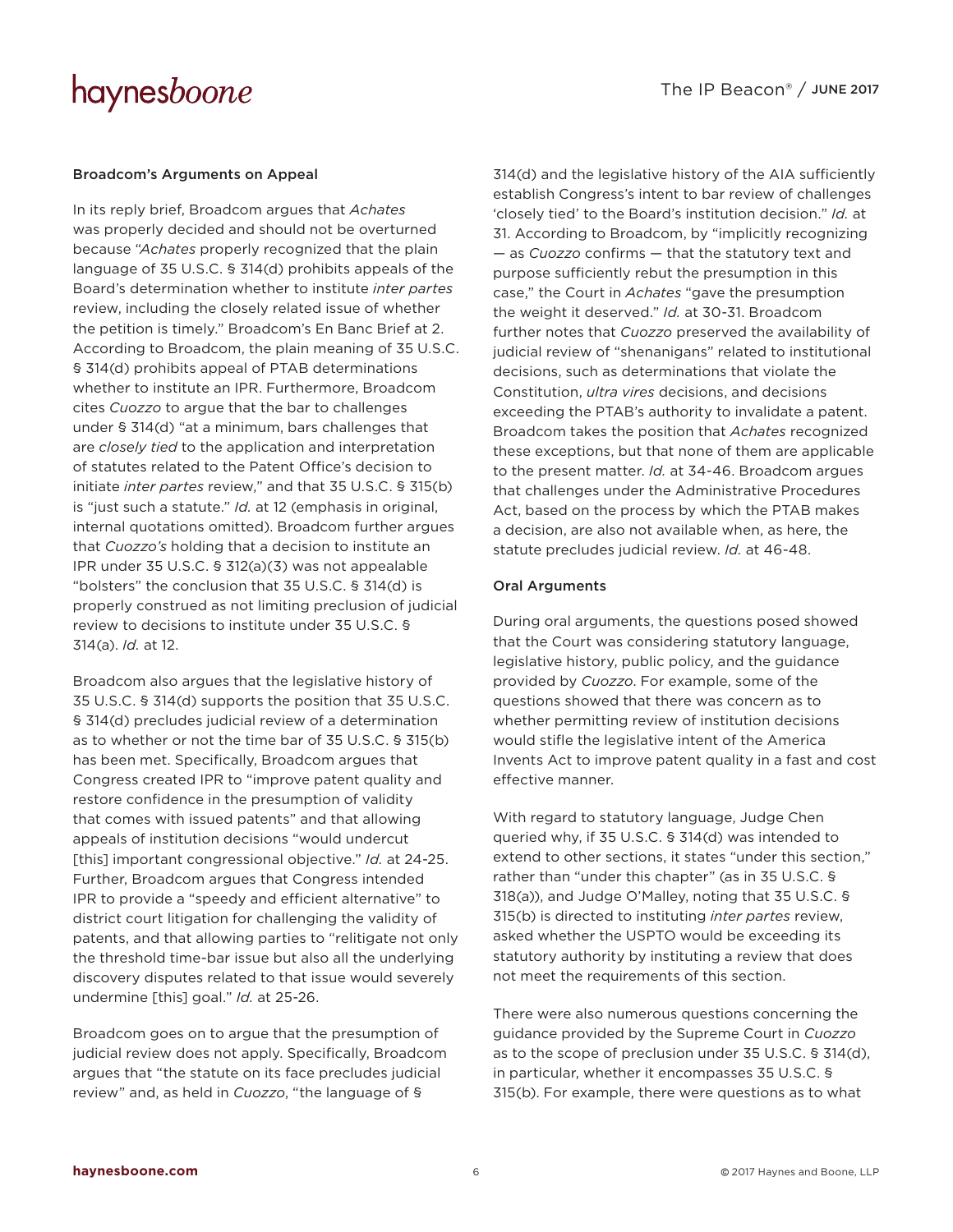### Broadcom's Arguments on Appeal

In its reply brief, Broadcom argues that *Achates* was properly decided and should not be overturned because "*Achates* properly recognized that the plain language of 35 U.S.C. § 314(d) prohibits appeals of the Board's determination whether to institute *inter partes* review, including the closely related issue of whether the petition is timely." Broadcom's En Banc Brief at 2. According to Broadcom, the plain meaning of 35 U.S.C. § 314(d) prohibits appeal of PTAB determinations whether to institute an IPR. Furthermore, Broadcom cites *Cuozzo* to argue that the bar to challenges under § 314(d) "at a minimum, bars challenges that are *closely tied* to the application and interpretation of statutes related to the Patent Office's decision to initiate *inter partes* review," and that 35 U.S.C. § 315(b) is "just such a statute." *Id.* at 12 (emphasis in original, internal quotations omitted). Broadcom further argues that *Cuozzo's* holding that a decision to institute an IPR under 35 U.S.C. § 312(a)(3) was not appealable "bolsters" the conclusion that 35 U.S.C. § 314(d) is properly construed as not limiting preclusion of judicial review to decisions to institute under 35 U.S.C. § 314(a). *Id.* at 12.

Broadcom also argues that the legislative history of 35 U.S.C. § 314(d) supports the position that 35 U.S.C. § 314(d) precludes judicial review of a determination as to whether or not the time bar of 35 U.S.C. § 315(b) has been met. Specifically, Broadcom argues that Congress created IPR to "improve patent quality and restore confidence in the presumption of validity that comes with issued patents" and that allowing appeals of institution decisions "would undercut [this] important congressional objective." *Id.* at 24-25. Further, Broadcom argues that Congress intended IPR to provide a "speedy and efficient alternative" to district court litigation for challenging the validity of patents, and that allowing parties to "relitigate not only the threshold time-bar issue but also all the underlying discovery disputes related to that issue would severely undermine [this] goal." *Id.* at 25-26.

Broadcom goes on to argue that the presumption of judicial review does not apply. Specifically, Broadcom argues that "the statute on its face precludes judicial review" and, as held in *Cuozzo*, "the language of § 314(d) and the legislative history of the AIA sufficiently establish Congress's intent to bar review of challenges 'closely tied' to the Board's institution decision." *Id.* at 31. According to Broadcom, by "implicitly recognizing — as *Cuozzo* confirms — that the statutory text and purpose sufficiently rebut the presumption in this case," the Court in *Achates* "gave the presumption the weight it deserved." *Id.* at 30-31. Broadcom further notes that *Cuozzo* preserved the availability of judicial review of "shenanigans" related to institutional decisions, such as determinations that violate the Constitution, *ultra vires* decisions, and decisions exceeding the PTAB's authority to invalidate a patent. Broadcom takes the position that *Achates* recognized these exceptions, but that none of them are applicable to the present matter. *Id.* at 34-46. Broadcom argues that challenges under the Administrative Procedures Act, based on the process by which the PTAB makes a decision, are also not available when, as here, the statute precludes judicial review. *Id.* at 46-48.

### Oral Arguments

During oral arguments, the questions posed showed that the Court was considering statutory language, legislative history, public policy, and the guidance provided by *Cuozzo*. For example, some of the questions showed that there was concern as to whether permitting review of institution decisions would stifle the legislative intent of the America Invents Act to improve patent quality in a fast and cost effective manner.

With regard to statutory language, Judge Chen queried why, if 35 U.S.C. § 314(d) was intended to extend to other sections, it states "under this section," rather than "under this chapter" (as in 35 U.S.C. § 318(a)), and Judge O'Malley, noting that 35 U.S.C. § 315(b) is directed to instituting *inter partes* review, asked whether the USPTO would be exceeding its statutory authority by instituting a review that does not meet the requirements of this section.

There were also numerous questions concerning the guidance provided by the Supreme Court in *Cuozzo* as to the scope of preclusion under 35 U.S.C. § 314(d), in particular, whether it encompasses 35 U.S.C. § 315(b). For example, there were questions as to what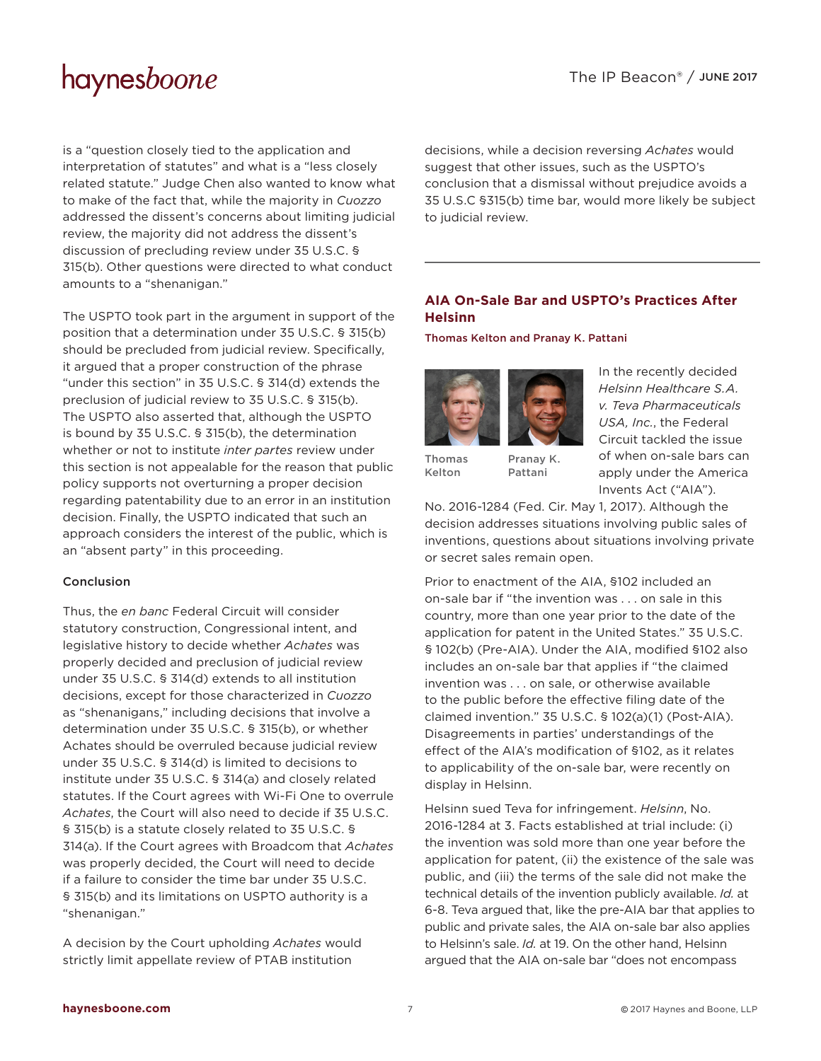is a "question closely tied to the application and interpretation of statutes" and what is a "less closely related statute." Judge Chen also wanted to know what to make of the fact that, while the majority in *Cuozzo* addressed the dissent's concerns about limiting judicial review, the majority did not address the dissent's discussion of precluding review under 35 U.S.C. § 315(b). Other questions were directed to what conduct amounts to a "shenanigan."

The USPTO took part in the argument in support of the position that a determination under 35 U.S.C. § 315(b) should be precluded from judicial review. Specifically, it argued that a proper construction of the phrase "under this section" in 35 U.S.C. § 314(d) extends the preclusion of judicial review to 35 U.S.C. § 315(b). The USPTO also asserted that, although the USPTO is bound by 35 U.S.C. § 315(b), the determination whether or not to institute *inter partes* review under this section is not appealable for the reason that public policy supports not overturning a proper decision regarding patentability due to an error in an institution decision. Finally, the USPTO indicated that such an approach considers the interest of the public, which is an "absent party" in this proceeding.

#### Conclusion

Thus, the *en banc* Federal Circuit will consider statutory construction, Congressional intent, and legislative history to decide whether *Achates* was properly decided and preclusion of judicial review under 35 U.S.C. § 314(d) extends to all institution decisions, except for those characterized in *Cuozzo* as "shenanigans," including decisions that involve a determination under 35 U.S.C. § 315(b), or whether Achates should be overruled because judicial review under 35 U.S.C. § 314(d) is limited to decisions to institute under 35 U.S.C. § 314(a) and closely related statutes. If the Court agrees with Wi-Fi One to overrule *Achates*, the Court will also need to decide if 35 U.S.C. § 315(b) is a statute closely related to 35 U.S.C. § 314(a). If the Court agrees with Broadcom that *Achates* was properly decided, the Court will need to decide if a failure to consider the time bar under 35 U.S.C. § 315(b) and its limitations on USPTO authority is a "shenanigan."

A decision by the Court upholding *Achates* would strictly limit appellate review of PTAB institution decisions, while a decision reversing *Achates* would suggest that other issues, such as the USPTO's conclusion that a dismissal without prejudice avoids a 35 U.S.C §315(b) time bar, would more likely be subject to judicial review.

---

## AIA On-Sale Bar and USPTO's Practices After Helsinn

**Thomas Kelton and Pranay K. Pattani**

Thomas Kelton    Pranay K. Pattani

In the recently decided *Helsinn Healthcare S.A. v. Teva Pharmaceuticals USA, Inc.*, the Federal Circuit tackled the issue of when on-sale bars can apply under the America Invents Act ("AIA"). No. 2016-1284 (Fed. Cir. May 1, 2017). Although the decision addresses situations involving public sales of inventions, questions about situations involving private or secret sales remain open.

Prior to enactment of the AIA, §102 included an on-sale bar if "the invention was . . . on sale in this country, more than one year prior to the date of the application for patent in the United States." 35 U.S.C. § 102(b) (Pre-AIA). Under the AIA, modified §102 also includes an on-sale bar that applies if "the claimed invention was . . . on sale, or otherwise available to the public before the effective filing date of the claimed invention." 35 U.S.C. § 102(a)(1) (Post-AIA). Disagreements in parties' understandings of the effect of the AIA's modification of §102, as it relates to applicability of the on-sale bar, were recently on display in Helsinn.

Helsinn sued Teva for infringement. *Helsinn*, No. 2016-1284 at 3. Facts established at trial include: (i) the invention was sold more than one year before the application for patent, (ii) the existence of the sale was public, and (iii) the terms of the sale did not make the technical details of the invention publicly available. *Id.* at 6-8. Teva argued that, like the pre-AIA bar that applies to public and private sales, the AIA on-sale bar also applies to Helsinn's sale. *Id.* at 19. On the other hand, Helsinn argued that the AIA on-sale bar "does not encompass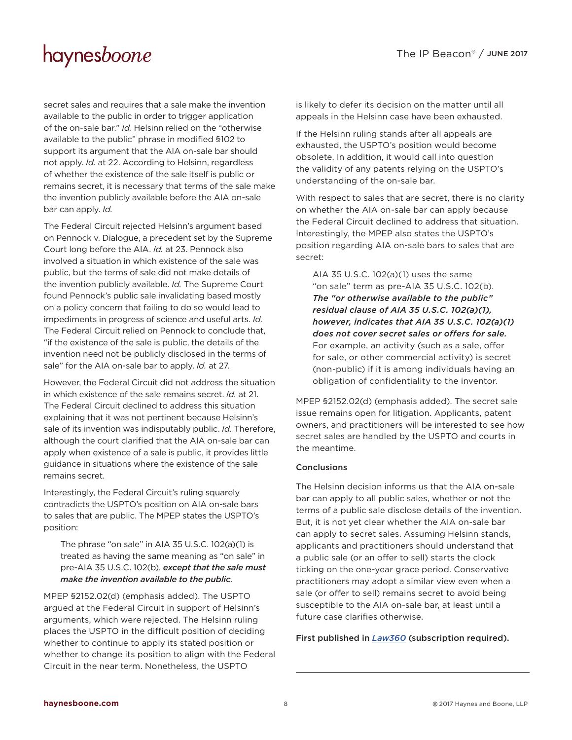secret sales and requires that a sale make the invention available to the public in order to trigger application of the on-sale bar." *Id.* Helsinn relied on the "otherwise available to the public" phrase in modified §102 to support its argument that the AIA on-sale bar should not apply. *Id.* at 22. According to Helsinn, regardless of whether the existence of the sale itself is public or remains secret, it is necessary that terms of the sale make the invention publicly available before the AIA on-sale bar can apply. *Id.*

The Federal Circuit rejected Helsinn's argument based on Pennock v. Dialogue, a precedent set by the Supreme Court long before the AIA. *Id.* at 23. Pennock also involved a situation in which existence of the sale was public, but the terms of sale did not make details of the invention publicly available. *Id.* The Supreme Court found Pennock's public sale invalidating based mostly on a policy concern that failing to do so would lead to impediments in progress of science and useful arts. *Id.* The Federal Circuit relied on Pennock to conclude that, "if the existence of the sale is public, the details of the invention need not be publicly disclosed in the terms of sale" for the AIA on-sale bar to apply. *Id.* at 27.

However, the Federal Circuit did not address the situation in which existence of the sale remains secret. *Id.* at 21. The Federal Circuit declined to address this situation explaining that it was not pertinent because Helsinn's sale of its invention was indisputably public. *Id.* Therefore, although the court clarified that the AIA on-sale bar can apply when existence of a sale is public, it provides little guidance in situations where the existence of the sale remains secret.

Interestingly, the Federal Circuit's ruling squarely contradicts the USPTO's position on AIA on-sale bars to sales that are public. The MPEP states the USPTO's position:

> The phrase "on sale" in AIA 35 U.S.C. 102(a)(1) is treated as having the same meaning as "on sale" in pre-AIA 35 U.S.C. 102(b), ***except that the sale must make the invention available to the public***.

MPEP §2152.02(d) (emphasis added). The USPTO argued at the Federal Circuit in support of Helsinn's arguments, which were rejected. The Helsinn ruling places the USPTO in the difficult position of deciding whether to continue to apply its stated position or whether to change its position to align with the Federal Circuit in the near term. Nonetheless, the USPTO is likely to defer its decision on the matter until all appeals in the Helsinn case have been exhausted.

If the Helsinn ruling stands after all appeals are exhausted, the USPTO's position would become obsolete. In addition, it would call into question the validity of any patents relying on the USPTO's understanding of the on-sale bar.

With respect to sales that are secret, there is no clarity on whether the AIA on-sale bar can apply because the Federal Circuit declined to address that situation. Interestingly, the MPEP also states the USPTO's position regarding AIA on-sale bars to sales that are secret:

> AIA 35 U.S.C. 102(a)(1) uses the same "on sale" term as pre-AIA 35 U.S.C. 102(b). ***The "or otherwise available to the public" residual clause of AIA 35 U.S.C. 102(a)(1), however, indicates that AIA 35 U.S.C. 102(a)(1) does not cover secret sales or offers for sale.*** For example, an activity (such as a sale, offer for sale, or other commercial activity) is secret (non-public) if it is among individuals having an obligation of confidentiality to the inventor.

MPEP §2152.02(d) (emphasis added). The secret sale issue remains open for litigation. Applicants, patent owners, and practitioners will be interested to see how secret sales are handled by the USPTO and courts in the meantime.

### Conclusions

The Helsinn decision informs us that the AIA on-sale bar can apply to all public sales, whether or not the terms of a public sale disclose details of the invention. But, it is not yet clear whether the AIA on-sale bar can apply to secret sales. Assuming Helsinn stands, applicants and practitioners should understand that a public sale (or an offer to sell) starts the clock ticking on the one-year grace period. Conservative practitioners may adopt a similar view even when a sale (or offer to sell) remains secret to avoid being susceptible to the AIA on-sale bar, at least until a future case clarifies otherwise.

**First published in [Law360](Law360) (subscription required).**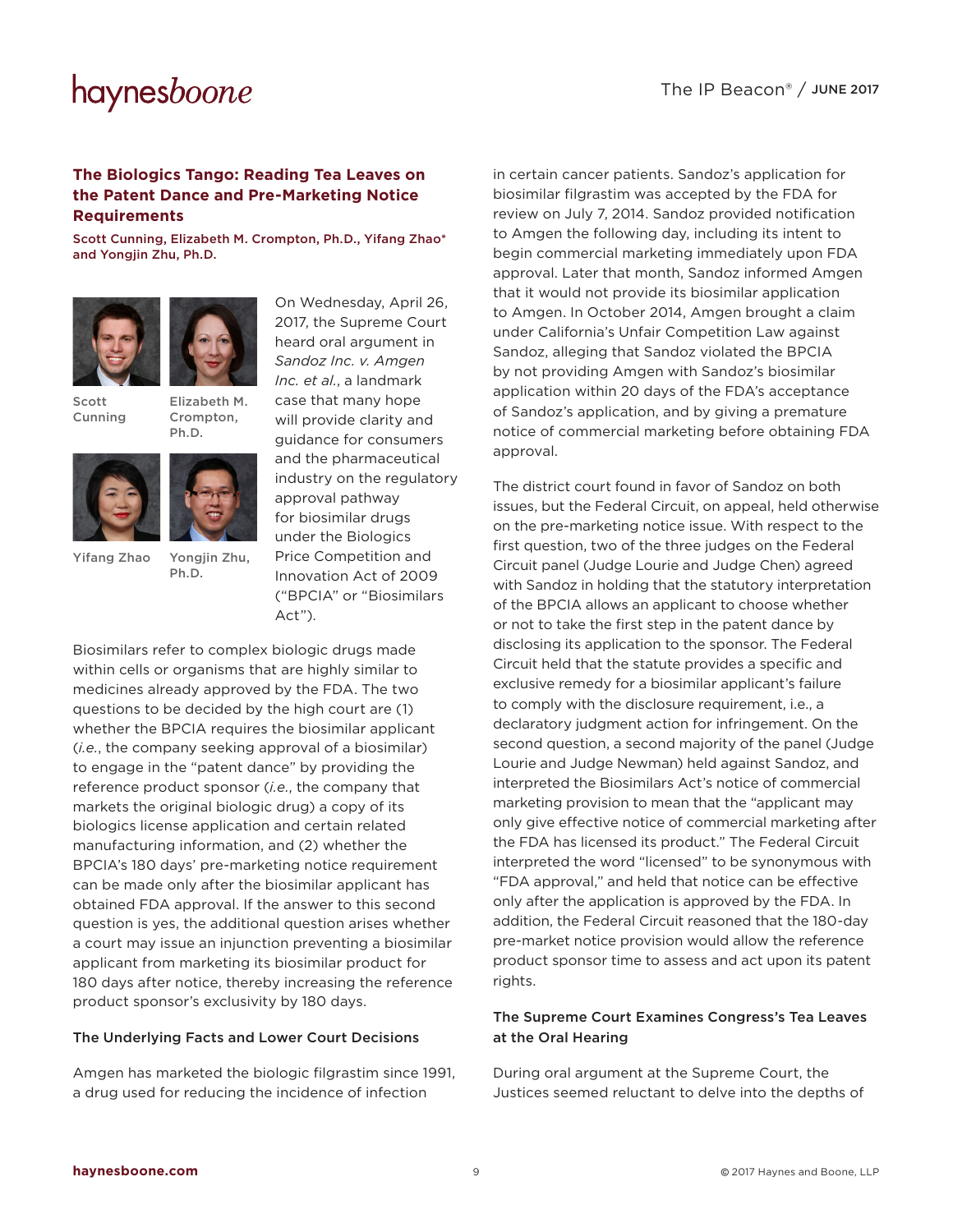## The Biologics Tango: Reading Tea Leaves on the Patent Dance and Pre-Marketing Notice Requirements

**Scott Cunning, Elizabeth M. Crompton, Ph.D., Yifang Zhao* and Yongjin Zhu, Ph.D.**

Scott Cunning

Elizabeth M. Crompton, Ph.D.

Yifang Zhao

Yongjin Zhu, Ph.D.

On Wednesday, April 26, 2017, the Supreme Court heard oral argument in *Sandoz Inc. v. Amgen Inc. et al.*, a landmark case that many hope will provide clarity and guidance for consumers and the pharmaceutical industry on the regulatory approval pathway for biosimilar drugs under the Biologics Price Competition and Innovation Act of 2009 ("BPCIA" or "Biosimilars Act").

Biosimilars refer to complex biologic drugs made within cells or organisms that are highly similar to medicines already approved by the FDA. The two questions to be decided by the high court are (1) whether the BPCIA requires the biosimilar applicant (*i.e.*, the company seeking approval of a biosimilar) to engage in the "patent dance" by providing the reference product sponsor (*i.e.*, the company that markets the original biologic drug) a copy of its biologics license application and certain related manufacturing information, and (2) whether the BPCIA's 180 days' pre-marketing notice requirement can be made only after the biosimilar applicant has obtained FDA approval. If the answer to this second question is yes, the additional question arises whether a court may issue an injunction preventing a biosimilar applicant from marketing its biosimilar product for 180 days after notice, thereby increasing the reference product sponsor's exclusivity by 180 days.

### The Underlying Facts and Lower Court Decisions

Amgen has marketed the biologic filgrastim since 1991, a drug used for reducing the incidence of infection in certain cancer patients. Sandoz's application for biosimilar filgrastim was accepted by the FDA for review on July 7, 2014. Sandoz provided notification to Amgen the following day, including its intent to begin commercial marketing immediately upon FDA approval. Later that month, Sandoz informed Amgen that it would not provide its biosimilar application to Amgen. In October 2014, Amgen brought a claim under California's Unfair Competition Law against Sandoz, alleging that Sandoz violated the BPCIA by not providing Amgen with Sandoz's biosimilar application within 20 days of the FDA's acceptance of Sandoz's application, and by giving a premature notice of commercial marketing before obtaining FDA approval.

The district court found in favor of Sandoz on both issues, but the Federal Circuit, on appeal, held otherwise on the pre-marketing notice issue. With respect to the first question, two of the three judges on the Federal Circuit panel (Judge Lourie and Judge Chen) agreed with Sandoz in holding that the statutory interpretation of the BPCIA allows an applicant to choose whether or not to take the first step in the patent dance by disclosing its application to the sponsor. The Federal Circuit held that the statute provides a specific and exclusive remedy for a biosimilar applicant's failure to comply with the disclosure requirement, i.e., a declaratory judgment action for infringement. On the second question, a second majority of the panel (Judge Lourie and Judge Newman) held against Sandoz, and interpreted the Biosimilars Act's notice of commercial marketing provision to mean that the "applicant may only give effective notice of commercial marketing after the FDA has licensed its product." The Federal Circuit interpreted the word "licensed" to be synonymous with "FDA approval," and held that notice can be effective only after the application is approved by the FDA. In addition, the Federal Circuit reasoned that the 180-day pre-market notice provision would allow the reference product sponsor time to assess and act upon its patent rights.

### The Supreme Court Examines Congress's Tea Leaves at the Oral Hearing

During oral argument at the Supreme Court, the Justices seemed reluctant to delve into the depths of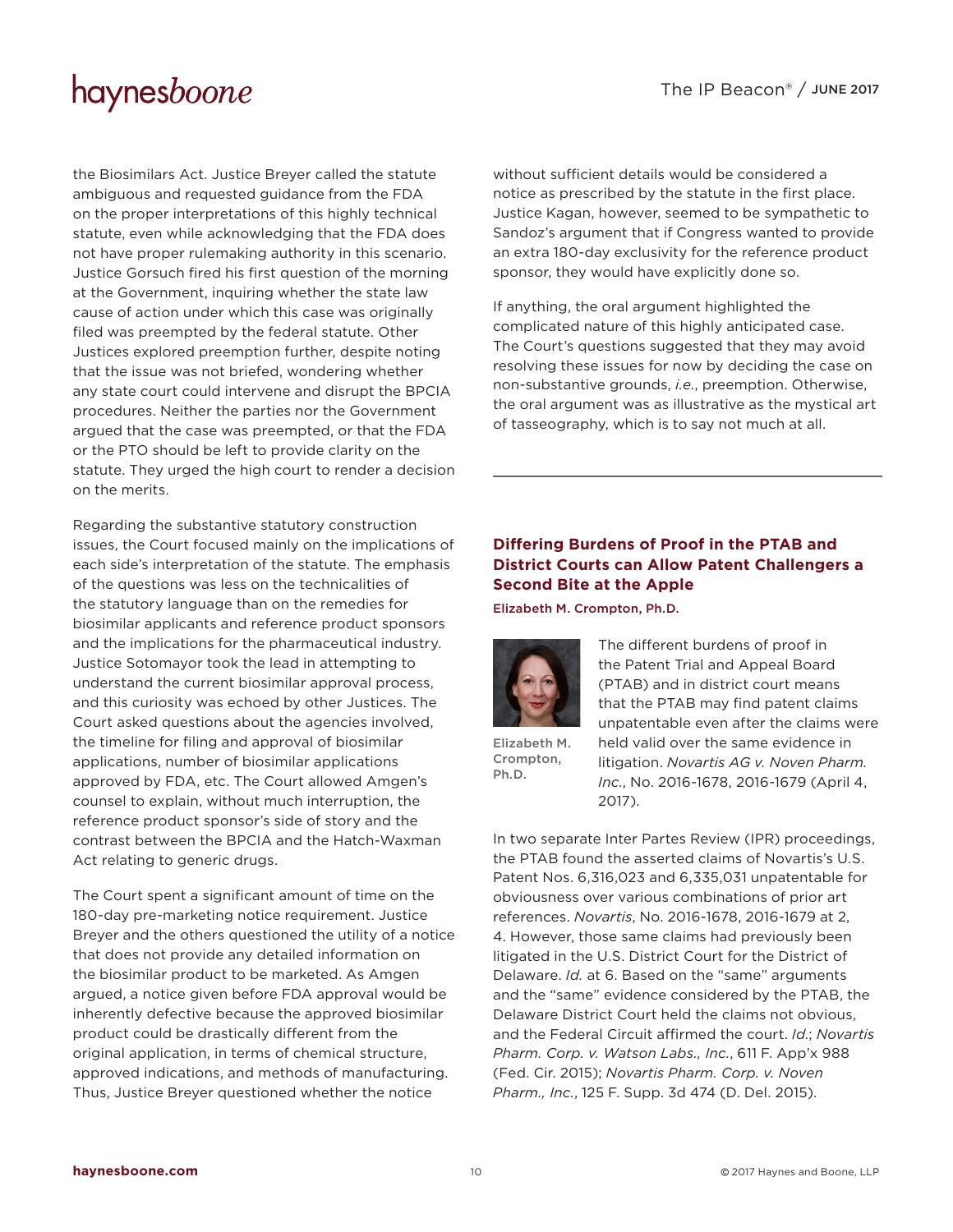the Biosimilars Act. Justice Breyer called the statute ambiguous and requested guidance from the FDA on the proper interpretations of this highly technical statute, even while acknowledging that the FDA does not have proper rulemaking authority in this scenario. Justice Gorsuch fired his first question of the morning at the Government, inquiring whether the state law cause of action under which this case was originally filed was preempted by the federal statute. Other Justices explored preemption further, despite noting that the issue was not briefed, wondering whether any state court could intervene and disrupt the BPCIA procedures. Neither the parties nor the Government argued that the case was preempted, or that the FDA or the PTO should be left to provide clarity on the statute. They urged the high court to render a decision on the merits.

Regarding the substantive statutory construction issues, the Court focused mainly on the implications of each side's interpretation of the statute. The emphasis of the questions was less on the technicalities of the statutory language than on the remedies for biosimilar applicants and reference product sponsors and the implications for the pharmaceutical industry. Justice Sotomayor took the lead in attempting to understand the current biosimilar approval process, and this curiosity was echoed by other Justices. The Court asked questions about the agencies involved, the timeline for filing and approval of biosimilar applications, number of biosimilar applications approved by FDA, etc. The Court allowed Amgen's counsel to explain, without much interruption, the reference product sponsor's side of story and the contrast between the BPCIA and the Hatch-Waxman Act relating to generic drugs.

The Court spent a significant amount of time on the 180-day pre-marketing notice requirement. Justice Breyer and the others questioned the utility of a notice that does not provide any detailed information on the biosimilar product to be marketed. As Amgen argued, a notice given before FDA approval would be inherently defective because the approved biosimilar product could be drastically different from the original application, in terms of chemical structure, approved indications, and methods of manufacturing. Thus, Justice Breyer questioned whether the notice without sufficient details would be considered a notice as prescribed by the statute in the first place. Justice Kagan, however, seemed to be sympathetic to Sandoz's argument that if Congress wanted to provide an extra 180-day exclusivity for the reference product sponsor, they would have explicitly done so.

If anything, the oral argument highlighted the complicated nature of this highly anticipated case. The Court's questions suggested that they may avoid resolving these issues for now by deciding the case on non-substantive grounds, *i.e.*, preemption. Otherwise, the oral argument was as illustrative as the mystical art of tasseography, which is to say not much at all.

---

## Differing Burdens of Proof in the PTAB and District Courts can Allow Patent Challengers a Second Bite at the Apple

Elizabeth M. Crompton, Ph.D.

Elizabeth M. Crompton, Ph.D.

The different burdens of proof in the Patent Trial and Appeal Board (PTAB) and in district court means that the PTAB may find patent claims unpatentable even after the claims were held valid over the same evidence in litigation. *Novartis AG v. Noven Pharm. Inc.*, No. 2016-1678, 2016-1679 (April 4, 2017).

In two separate Inter Partes Review (IPR) proceedings, the PTAB found the asserted claims of Novartis's U.S. Patent Nos. 6,316,023 and 6,335,031 unpatentable for obviousness over various combinations of prior art references. *Novartis*, No. 2016-1678, 2016-1679 at 2, 4. However, those same claims had previously been litigated in the U.S. District Court for the District of Delaware. *Id.* at 6. Based on the "same" arguments and the "same" evidence considered by the PTAB, the Delaware District Court held the claims not obvious, and the Federal Circuit affirmed the court. *Id.*; *Novartis Pharm. Corp. v. Watson Labs., Inc.*, 611 F. App'x 988 (Fed. Cir. 2015); *Novartis Pharm. Corp. v. Noven Pharm., Inc.*, 125 F. Supp. 3d 474 (D. Del. 2015).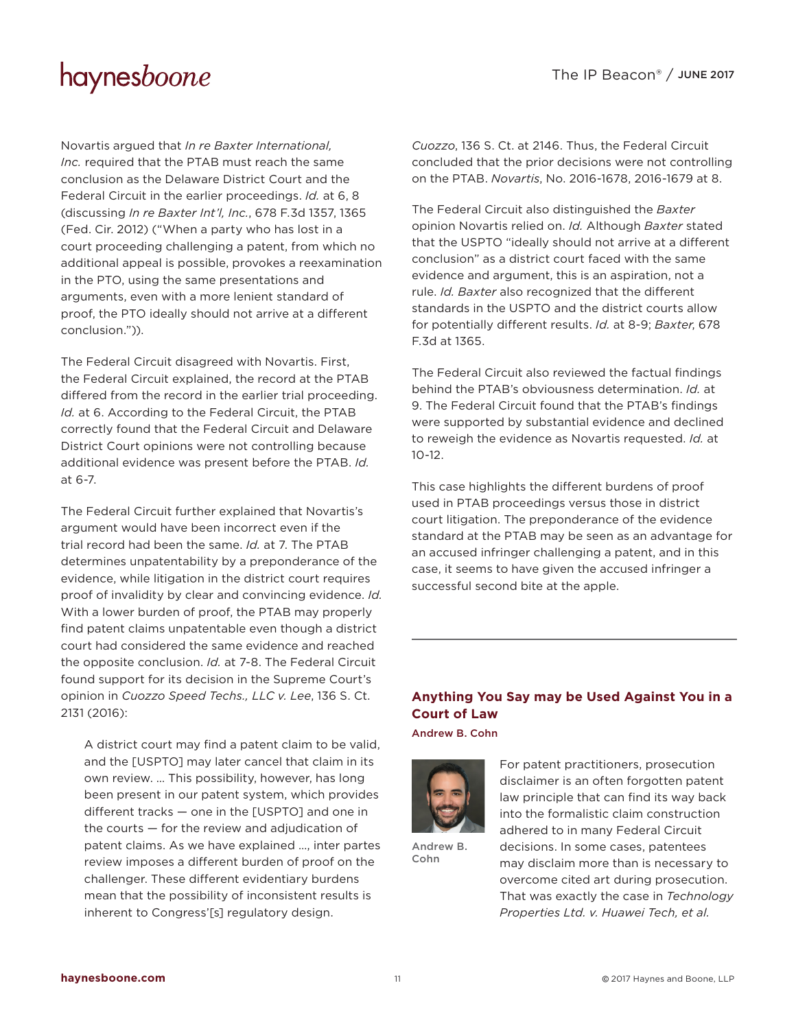Novartis argued that *In re Baxter International, Inc.* required that the PTAB must reach the same conclusion as the Delaware District Court and the Federal Circuit in the earlier proceedings. *Id.* at 6, 8 (discussing *In re Baxter Int'l, Inc.*, 678 F.3d 1357, 1365 (Fed. Cir. 2012) ("When a party who has lost in a court proceeding challenging a patent, from which no additional appeal is possible, provokes a reexamination in the PTO, using the same presentations and arguments, even with a more lenient standard of proof, the PTO ideally should not arrive at a different conclusion.")).

The Federal Circuit disagreed with Novartis. First, the Federal Circuit explained, the record at the PTAB differed from the record in the earlier trial proceeding. *Id.* at 6. According to the Federal Circuit, the PTAB correctly found that the Federal Circuit and Delaware District Court opinions were not controlling because additional evidence was present before the PTAB. *Id.* at 6-7.

The Federal Circuit further explained that Novartis's argument would have been incorrect even if the trial record had been the same. *Id.* at 7. The PTAB determines unpatentability by a preponderance of the evidence, while litigation in the district court requires proof of invalidity by clear and convincing evidence. *Id.* With a lower burden of proof, the PTAB may properly find patent claims unpatentable even though a district court had considered the same evidence and reached the opposite conclusion. *Id.* at 7-8. The Federal Circuit found support for its decision in the Supreme Court's opinion in *Cuozzo Speed Techs., LLC v. Lee*, 136 S. Ct. 2131 (2016):

> A district court may find a patent claim to be valid, and the [USPTO] may later cancel that claim in its own review. … This possibility, however, has long been present in our patent system, which provides different tracks — one in the [USPTO] and one in the courts — for the review and adjudication of patent claims. As we have explained …, inter partes review imposes a different burden of proof on the challenger. These different evidentiary burdens mean that the possibility of inconsistent results is inherent to Congress'[s] regulatory design.

*Cuozzo*, 136 S. Ct. at 2146. Thus, the Federal Circuit concluded that the prior decisions were not controlling on the PTAB. *Novartis*, No. 2016-1678, 2016-1679 at 8.

The Federal Circuit also distinguished the *Baxter* opinion Novartis relied on. *Id.* Although *Baxter* stated that the USPTO "ideally should not arrive at a different conclusion" as a district court faced with the same evidence and argument, this is an aspiration, not a rule. *Id. Baxter* also recognized that the different standards in the USPTO and the district courts allow for potentially different results. *Id.* at 8-9; *Baxter*, 678 F.3d at 1365.

The Federal Circuit also reviewed the factual findings behind the PTAB's obviousness determination. *Id.* at 9. The Federal Circuit found that the PTAB's findings were supported by substantial evidence and declined to reweigh the evidence as Novartis requested. *Id.* at 10-12.

This case highlights the different burdens of proof used in PTAB proceedings versus those in district court litigation. The preponderance of the evidence standard at the PTAB may be seen as an advantage for an accused infringer challenging a patent, and in this case, it seems to have given the accused infringer a successful second bite at the apple.

---

## Anything You Say may be Used Against You in a Court of Law

**Andrew B. Cohn**

Andrew B. Cohn

For patent practitioners, prosecution disclaimer is an often forgotten patent law principle that can find its way back into the formalistic claim construction adhered to in many Federal Circuit decisions. In some cases, patentees may disclaim more than is necessary to overcome cited art during prosecution. That was exactly the case in *Technology Properties Ltd. v. Huawei Tech, et al.*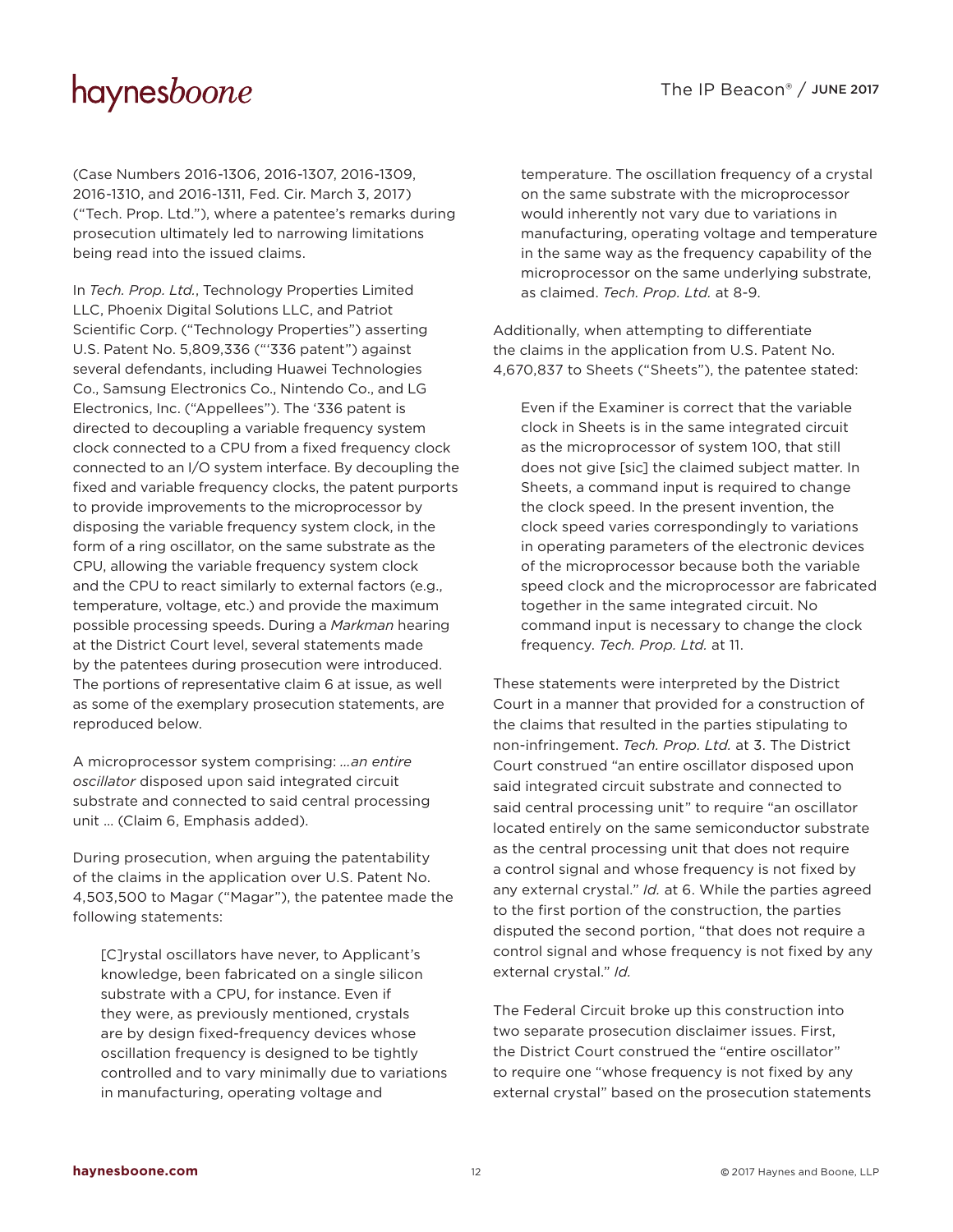(Case Numbers 2016-1306, 2016-1307, 2016-1309, 2016-1310, and 2016-1311, Fed. Cir. March 3, 2017) ("Tech. Prop. Ltd."), where a patentee's remarks during prosecution ultimately led to narrowing limitations being read into the issued claims.

In *Tech. Prop. Ltd.*, Technology Properties Limited LLC, Phoenix Digital Solutions LLC, and Patriot Scientific Corp. ("Technology Properties") asserting U.S. Patent No. 5,809,336 ("'336 patent") against several defendants, including Huawei Technologies Co., Samsung Electronics Co., Nintendo Co., and LG Electronics, Inc. ("Appellees"). The '336 patent is directed to decoupling a variable frequency system clock connected to a CPU from a fixed frequency clock connected to an I/O system interface. By decoupling the fixed and variable frequency clocks, the patent purports to provide improvements to the microprocessor by disposing the variable frequency system clock, in the form of a ring oscillator, on the same substrate as the CPU, allowing the variable frequency system clock and the CPU to react similarly to external factors (e.g., temperature, voltage, etc.) and provide the maximum possible processing speeds. During a *Markman* hearing at the District Court level, several statements made by the patentees during prosecution were introduced. The portions of representative claim 6 at issue, as well as some of the exemplary prosecution statements, are reproduced below.

A microprocessor system comprising: ...*an entire oscillator* disposed upon said integrated circuit substrate and connected to said central processing unit ... (Claim 6, Emphasis added).

During prosecution, when arguing the patentability of the claims in the application over U.S. Patent No. 4,503,500 to Magar ("Magar"), the patentee made the following statements:

> [C]rystal oscillators have never, to Applicant's knowledge, been fabricated on a single silicon substrate with a CPU, for instance. Even if they were, as previously mentioned, crystals are by design fixed-frequency devices whose oscillation frequency is designed to be tightly controlled and to vary minimally due to variations in manufacturing, operating voltage and temperature. The oscillation frequency of a crystal on the same substrate with the microprocessor would inherently not vary due to variations in manufacturing, operating voltage and temperature in the same way as the frequency capability of the microprocessor on the same underlying substrate, as claimed. *Tech. Prop. Ltd.* at 8-9.

Additionally, when attempting to differentiate the claims in the application from U.S. Patent No. 4,670,837 to Sheets ("Sheets"), the patentee stated:

> Even if the Examiner is correct that the variable clock in Sheets is in the same integrated circuit as the microprocessor of system 100, that still does not give [sic] the claimed subject matter. In Sheets, a command input is required to change the clock speed. In the present invention, the clock speed varies correspondingly to variations in operating parameters of the electronic devices of the microprocessor because both the variable speed clock and the microprocessor are fabricated together in the same integrated circuit. No command input is necessary to change the clock frequency. *Tech. Prop. Ltd.* at 11.

These statements were interpreted by the District Court in a manner that provided for a construction of the claims that resulted in the parties stipulating to non-infringement. *Tech. Prop. Ltd.* at 3. The District Court construed "an entire oscillator disposed upon said integrated circuit substrate and connected to said central processing unit" to require "an oscillator located entirely on the same semiconductor substrate as the central processing unit that does not require a control signal and whose frequency is not fixed by any external crystal." *Id.* at 6. While the parties agreed to the first portion of the construction, the parties disputed the second portion, "that does not require a control signal and whose frequency is not fixed by any external crystal." *Id.*

The Federal Circuit broke up this construction into two separate prosecution disclaimer issues. First, the District Court construed the "entire oscillator" to require one "whose frequency is not fixed by any external crystal" based on the prosecution statements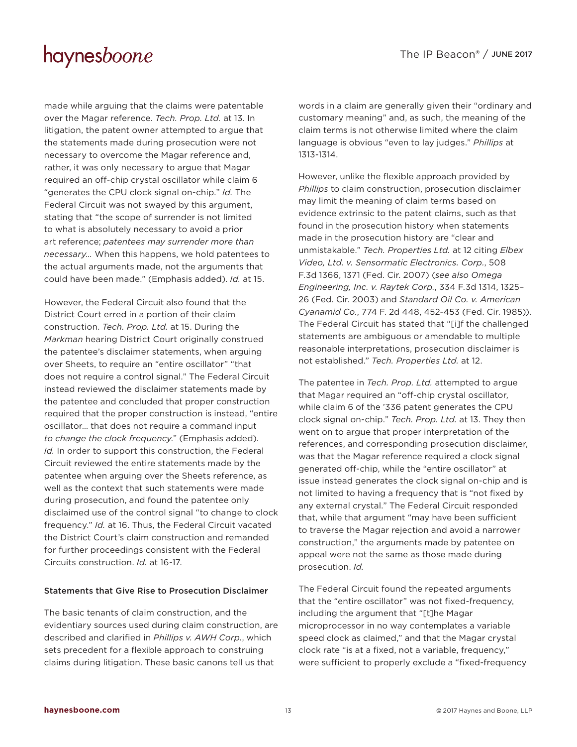made while arguing that the claims were patentable over the Magar reference. *Tech. Prop. Ltd.* at 13. In litigation, the patent owner attempted to argue that the statements made during prosecution were not necessary to overcome the Magar reference and, rather, it was only necessary to argue that Magar required an off-chip crystal oscillator while claim 6 "generates the CPU clock signal on-chip." *Id.* The Federal Circuit was not swayed by this argument, stating that "the scope of surrender is not limited to what is absolutely necessary to avoid a prior art reference; *patentees may surrender more than necessary…* When this happens, we hold patentees to the actual arguments made, not the arguments that could have been made." (Emphasis added). *Id.* at 15.

However, the Federal Circuit also found that the District Court erred in a portion of their claim construction. *Tech. Prop. Ltd.* at 15. During the *Markman* hearing District Court originally construed the patentee's disclaimer statements, when arguing over Sheets, to require an "entire oscillator" "that does not require a control signal." The Federal Circuit instead reviewed the disclaimer statements made by the patentee and concluded that proper construction required that the proper construction is instead, "entire oscillator… that does not require a command input *to change the clock frequency*." (Emphasis added). *Id.* In order to support this construction, the Federal Circuit reviewed the entire statements made by the patentee when arguing over the Sheets reference, as well as the context that such statements were made during prosecution, and found the patentee only disclaimed use of the control signal "to change to clock frequency." *Id.* at 16. Thus, the Federal Circuit vacated the District Court's claim construction and remanded for further proceedings consistent with the Federal Circuits construction. *Id.* at 16-17.

### Statements that Give Rise to Prosecution Disclaimer

The basic tenants of claim construction, and the evidentiary sources used during claim construction, are described and clarified in *Phillips v. AWH Corp.*, which sets precedent for a flexible approach to construing claims during litigation. These basic canons tell us that words in a claim are generally given their "ordinary and customary meaning" and, as such, the meaning of the claim terms is not otherwise limited where the claim language is obvious "even to lay judges." *Phillips* at 1313-1314.

However, unlike the flexible approach provided by *Phillips* to claim construction, prosecution disclaimer may limit the meaning of claim terms based on evidence extrinsic to the patent claims, such as that found in the prosecution history when statements made in the prosecution history are "clear and unmistakable." *Tech. Properties Ltd.* at 12 citing *Elbex Video, Ltd. v. Sensormatic Electronics. Corp.*, 508 F.3d 1366, 1371 (Fed. Cir. 2007) (*see also Omega Engineering, Inc. v. Raytek Corp.*, 334 F.3d 1314, 1325–26 (Fed. Cir. 2003) and *Standard Oil Co. v. American Cyanamid Co.*, 774 F. 2d 448, 452-453 (Fed. Cir. 1985)). The Federal Circuit has stated that "[i]f the challenged statements are ambiguous or amendable to multiple reasonable interpretations, prosecution disclaimer is not established." *Tech. Properties Ltd.* at 12.

The patentee in *Tech. Prop. Ltd.* attempted to argue that Magar required an "off-chip crystal oscillator, while claim 6 of the '336 patent generates the CPU clock signal on-chip." *Tech. Prop. Ltd.* at 13. They then went on to argue that proper interpretation of the references, and corresponding prosecution disclaimer, was that the Magar reference required a clock signal generated off-chip, while the "entire oscillator" at issue instead generates the clock signal on-chip and is not limited to having a frequency that is "not fixed by any external crystal." The Federal Circuit responded that, while that argument "may have been sufficient to traverse the Magar rejection and avoid a narrower construction," the arguments made by patentee on appeal were not the same as those made during prosecution. *Id.*

The Federal Circuit found the repeated arguments that the "entire oscillator" was not fixed-frequency, including the argument that "[t]he Magar microprocessor in no way contemplates a variable speed clock as claimed," and that the Magar crystal clock rate "is at a fixed, not a variable, frequency," were sufficient to properly exclude a "fixed-frequency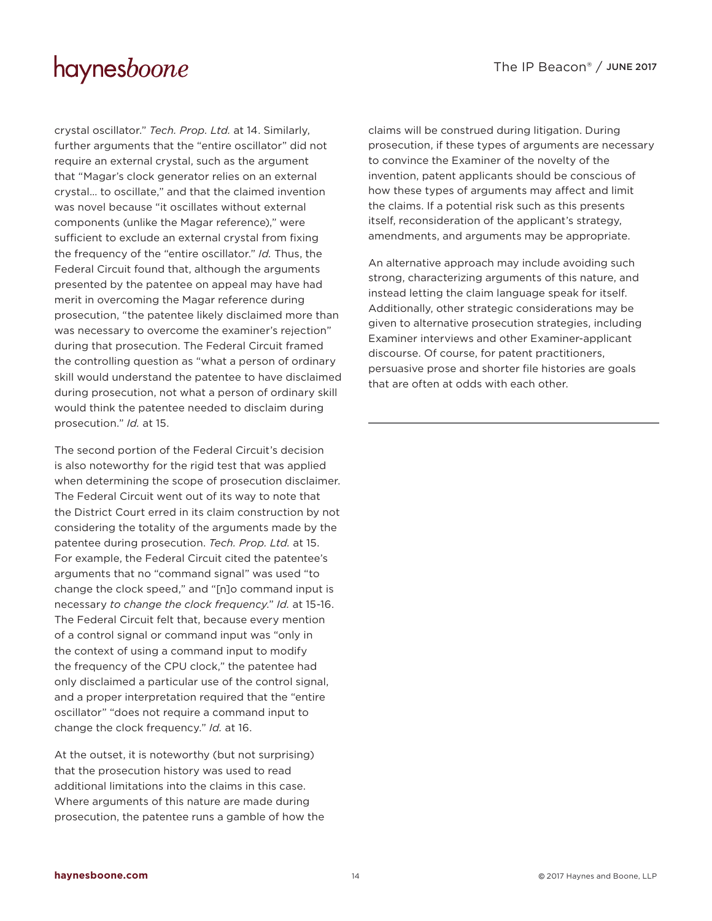crystal oscillator." *Tech. Prop. Ltd.* at 14. Similarly, further arguments that the "entire oscillator" did not require an external crystal, such as the argument that "Magar's clock generator relies on an external crystal... to oscillate," and that the claimed invention was novel because "it oscillates without external components (unlike the Magar reference)," were sufficient to exclude an external crystal from fixing the frequency of the "entire oscillator." *Id.* Thus, the Federal Circuit found that, although the arguments presented by the patentee on appeal may have had merit in overcoming the Magar reference during prosecution, "the patentee likely disclaimed more than was necessary to overcome the examiner's rejection" during that prosecution. The Federal Circuit framed the controlling question as "what a person of ordinary skill would understand the patentee to have disclaimed during prosecution, not what a person of ordinary skill would think the patentee needed to disclaim during prosecution." *Id.* at 15.

The second portion of the Federal Circuit's decision is also noteworthy for the rigid test that was applied when determining the scope of prosecution disclaimer. The Federal Circuit went out of its way to note that the District Court erred in its claim construction by not considering the totality of the arguments made by the patentee during prosecution. *Tech. Prop. Ltd.* at 15. For example, the Federal Circuit cited the patentee's arguments that no "command signal" was used "to change the clock speed," and "[n]o command input is necessary *to change the clock frequency.*" *Id.* at 15-16. The Federal Circuit felt that, because every mention of a control signal or command input was "only in the context of using a command input to modify the frequency of the CPU clock," the patentee had only disclaimed a particular use of the control signal, and a proper interpretation required that the "entire oscillator" "does not require a command input to change the clock frequency." *Id.* at 16.

At the outset, it is noteworthy (but not surprising) that the prosecution history was used to read additional limitations into the claims in this case. Where arguments of this nature are made during prosecution, the patentee runs a gamble of how the claims will be construed during litigation. During prosecution, if these types of arguments are necessary to convince the Examiner of the novelty of the invention, patent applicants should be conscious of how these types of arguments may affect and limit the claims. If a potential risk such as this presents itself, reconsideration of the applicant's strategy, amendments, and arguments may be appropriate.

An alternative approach may include avoiding such strong, characterizing arguments of this nature, and instead letting the claim language speak for itself. Additionally, other strategic considerations may be given to alternative prosecution strategies, including Examiner interviews and other Examiner-applicant discourse. Of course, for patent practitioners, persuasive prose and shorter file histories are goals that are often at odds with each other.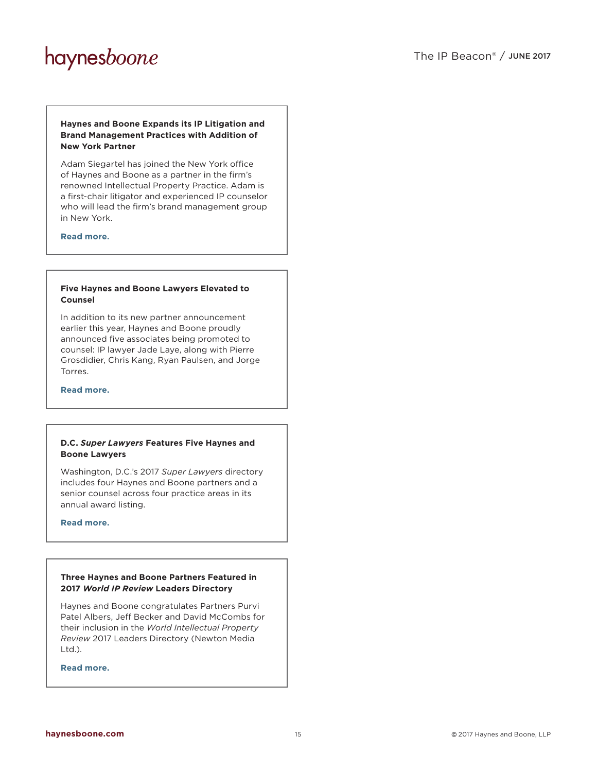### Haynes and Boone Expands its IP Litigation and Brand Management Practices with Addition of New York Partner

Adam Siegartel has joined the New York office of Haynes and Boone as a partner in the firm's renowned Intellectual Property Practice. Adam is a first-chair litigator and experienced IP counselor who will lead the firm's brand management group in New York.

**Read more.**

### Five Haynes and Boone Lawyers Elevated to Counsel

In addition to its new partner announcement earlier this year, Haynes and Boone proudly announced five associates being promoted to counsel: IP lawyer Jade Laye, along with Pierre Grosdidier, Chris Kang, Ryan Paulsen, and Jorge Torres.

**Read more.**

### D.C. *Super Lawyers* Features Five Haynes and Boone Lawyers

Washington, D.C.'s 2017 *Super Lawyers* directory includes four Haynes and Boone partners and a senior counsel across four practice areas in its annual award listing.

**Read more.**

### Three Haynes and Boone Partners Featured in 2017 *World IP Review* Leaders Directory

Haynes and Boone congratulates Partners Purvi Patel Albers, Jeff Becker and David McCombs for their inclusion in the *World Intellectual Property Review* 2017 Leaders Directory (Newton Media Ltd.).

**Read more.**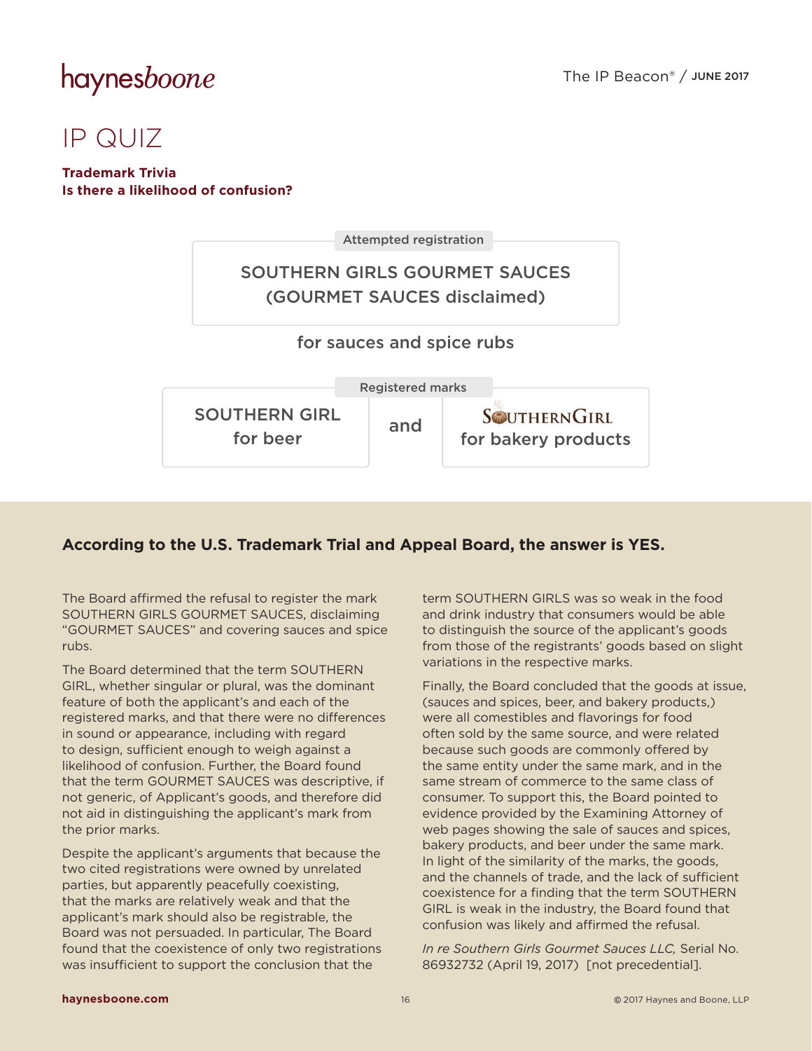# IP QUIZ

**Trademark Trivia**
**Is there a likelihood of confusion?**

Attempted registration

SOUTHERN GIRLS GOURMET SAUCES
(GOURMET SAUCES disclaimed)

for sauces and spice rubs

Registered marks

SOUTHERN GIRL
for beer

and

SOUTHERNGIRL
for bakery products

**According to the U.S. Trademark Trial and Appeal Board, the answer is YES.**

The Board affirmed the refusal to register the mark SOUTHERN GIRLS GOURMET SAUCES, disclaiming "GOURMET SAUCES" and covering sauces and spice rubs.

The Board determined that the term SOUTHERN GIRL, whether singular or plural, was the dominant feature of both the applicant's and each of the registered marks, and that there were no differences in sound or appearance, including with regard to design, sufficient enough to weigh against a likelihood of confusion. Further, the Board found that the term GOURMET SAUCES was descriptive, if not generic, of Applicant's goods, and therefore did not aid in distinguishing the applicant's mark from the prior marks.

Despite the applicant's arguments that because the two cited registrations were owned by unrelated parties, but apparently peacefully coexisting, that the marks are relatively weak and that the applicant's mark should also be registrable, the Board was not persuaded. In particular, The Board found that the coexistence of only two registrations was insufficient to support the conclusion that the term SOUTHERN GIRLS was so weak in the food and drink industry that consumers would be able to distinguish the source of the applicant's goods from those of the registrants' goods based on slight variations in the respective marks.

Finally, the Board concluded that the goods at issue, (sauces and spices, beer, and bakery products,) were all comestibles and flavorings for food often sold by the same source, and were related because such goods are commonly offered by the same entity under the same mark, and in the same stream of commerce to the same class of consumer. To support this, the Board pointed to evidence provided by the Examining Attorney of web pages showing the sale of sauces and spices, bakery products, and beer under the same mark. In light of the similarity of the marks, the goods, and the channels of trade, and the lack of sufficient coexistence for a finding that the term SOUTHERN GIRL is weak in the industry, the Board found that confusion was likely and affirmed the refusal.

*In re Southern Girls Gourmet Sauces LLC,* Serial No. 86932732 (April 19, 2017) [not precedential].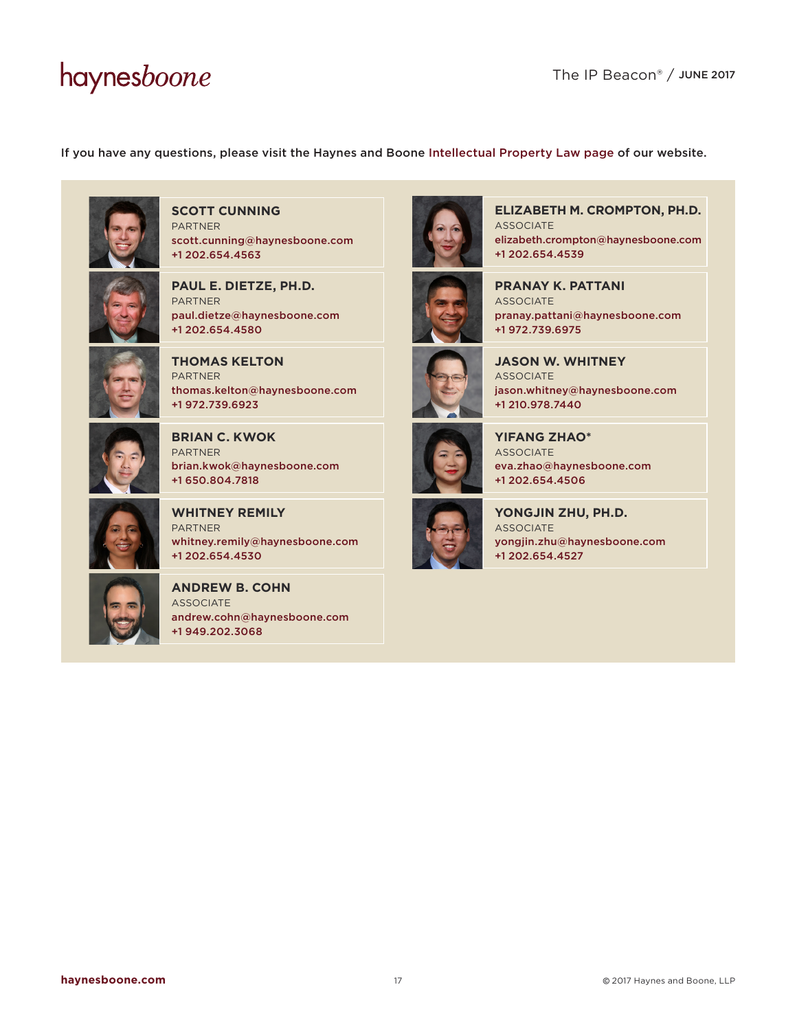If you have any questions, please visit the Haynes and Boone Intellectual Property Law page of our website.

**SCOTT CUNNING**
PARTNER
scott.cunning@haynesboone.com
+1 202.654.4563

**PAUL E. DIETZE, PH.D.**
PARTNER
paul.dietze@haynesboone.com
+1 202.654.4580

**THOMAS KELTON**
PARTNER
thomas.kelton@haynesboone.com
+1 972.739.6923

**BRIAN C. KWOK**
PARTNER
brian.kwok@haynesboone.com
+1 650.804.7818

**WHITNEY REMILY**
PARTNER
whitney.remily@haynesboone.com
+1 202.654.4530

**ANDREW B. COHN**
ASSOCIATE
andrew.cohn@haynesboone.com
+1 949.202.3068

**ELIZABETH M. CROMPTON, PH.D.**
ASSOCIATE
elizabeth.crompton@haynesboone.com
+1 202.654.4539

**PRANAY K. PATTANI**
ASSOCIATE
pranay.pattani@haynesboone.com
+1 972.739.6975

**JASON W. WHITNEY**
ASSOCIATE
jason.whitney@haynesboone.com
+1 210.978.7440

**YIFANG ZHAO***
ASSOCIATE
eva.zhao@haynesboone.com
+1 202.654.4506

**YONGJIN ZHU, PH.D.**
ASSOCIATE
yongjin.zhu@haynesboone.com
+1 202.654.4527